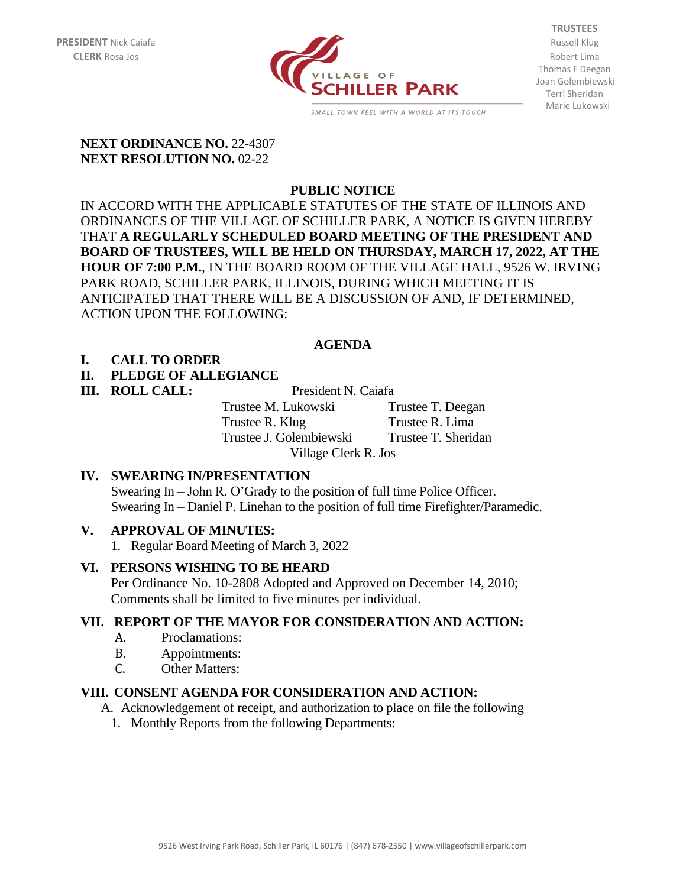**PRESIDENT** Nick Caiafa
**CLERK** Rosa Jos

VILLAGE OF SCHILLER PARK

SMALL TOWN FEEL WITH A WORLD AT ITS TOUCH

**TRUSTEES**
Russell Klug
Robert Lima
Thomas F Deegan
Joan Golembiewski
Terri Sheridan
Marie Lukowski

**NEXT ORDINANCE NO.** 22-4307
**NEXT RESOLUTION NO.** 02-22

## PUBLIC NOTICE

IN ACCORD WITH THE APPLICABLE STATUTES OF THE STATE OF ILLINOIS AND ORDINANCES OF THE VILLAGE OF SCHILLER PARK, A NOTICE IS GIVEN HEREBY THAT **A REGULARLY SCHEDULED BOARD MEETING OF THE PRESIDENT AND BOARD OF TRUSTEES, WILL BE HELD ON THURSDAY, MARCH 17, 2022, AT THE HOUR OF 7:00 P.M.**, IN THE BOARD ROOM OF THE VILLAGE HALL, 9526 W. IRVING PARK ROAD, SCHILLER PARK, ILLINOIS, DURING WHICH MEETING IT IS ANTICIPATED THAT THERE WILL BE A DISCUSSION OF AND, IF DETERMINED, ACTION UPON THE FOLLOWING:

## AGENDA

**I. CALL TO ORDER**

**II. PLEDGE OF ALLEGIANCE**

**III. ROLL CALL:**

President N. Caiafa

Trustee M. Lukowski — Trustee T. Deegan
Trustee R. Klug — Trustee R. Lima
Trustee J. Golembiewski — Trustee T. Sheridan

Village Clerk R. Jos

**IV. SWEARING IN/PRESENTATION**

Swearing In – John R. O'Grady to the position of full time Police Officer.
Swearing In – Daniel P. Linehan to the position of full time Firefighter/Paramedic.

**V. APPROVAL OF MINUTES:**

1. Regular Board Meeting of March 3, 2022

**VI. PERSONS WISHING TO BE HEARD**

Per Ordinance No. 10-2808 Adopted and Approved on December 14, 2010; Comments shall be limited to five minutes per individual.

**VII. REPORT OF THE MAYOR FOR CONSIDERATION AND ACTION:**

- A. Proclamations:
- B. Appointments:
- C. Other Matters:

**VIII. CONSENT AGENDA FOR CONSIDERATION AND ACTION:**

A. Acknowledgement of receipt, and authorization to place on file the following

1. Monthly Reports from the following Departments: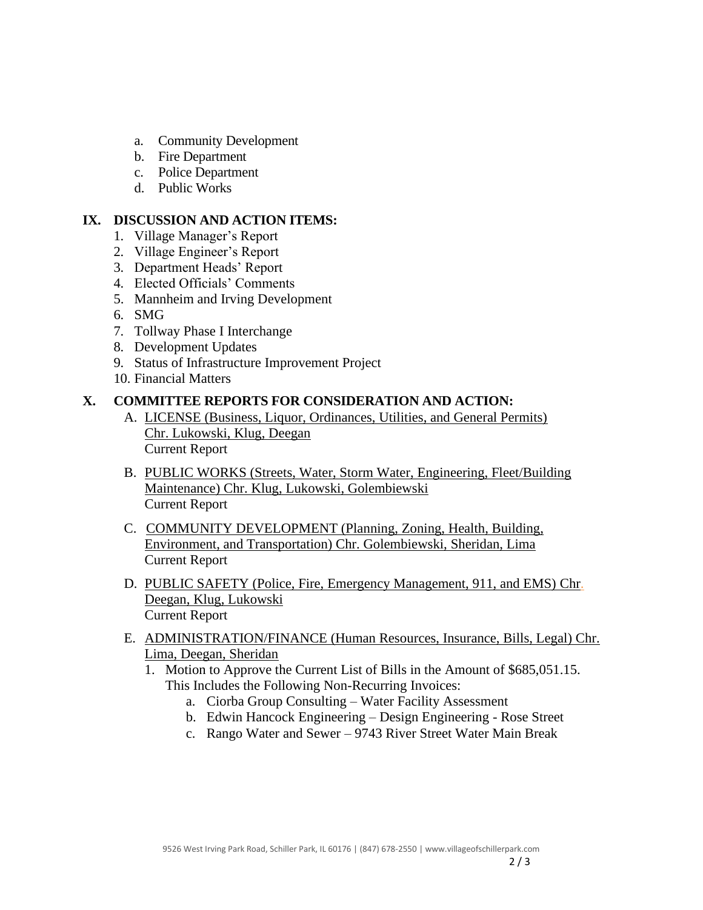a. Community Development
b. Fire Department
c. Police Department
d. Public Works

## IX. DISCUSSION AND ACTION ITEMS:

1. Village Manager's Report
2. Village Engineer's Report
3. Department Heads' Report
4. Elected Officials' Comments
5. Mannheim and Irving Development
6. SMG
7. Tollway Phase I Interchange
8. Development Updates
9. Status of Infrastructure Improvement Project
10. Financial Matters

## X. COMMITTEE REPORTS FOR CONSIDERATION AND ACTION:

A. LICENSE (Business, Liquor, Ordinances, Utilities, and General Permits) Chr. Lukowski, Klug, Deegan
   Current Report

B. PUBLIC WORKS (Streets, Water, Storm Water, Engineering, Fleet/Building Maintenance) Chr. Klug, Lukowski, Golembiewski
   Current Report

C. COMMUNITY DEVELOPMENT (Planning, Zoning, Health, Building, Environment, and Transportation) Chr. Golembiewski, Sheridan, Lima
   Current Report

D. PUBLIC SAFETY (Police, Fire, Emergency Management, 911, and EMS) Chr. Deegan, Klug, Lukowski
   Current Report

E. ADMINISTRATION/FINANCE (Human Resources, Insurance, Bills, Legal) Chr. Lima, Deegan, Sheridan
   1. Motion to Approve the Current List of Bills in the Amount of $685,051.15. This Includes the Following Non-Recurring Invoices:
      a. Ciorba Group Consulting – Water Facility Assessment
      b. Edwin Hancock Engineering – Design Engineering - Rose Street
      c. Rango Water and Sewer – 9743 River Street Water Main Break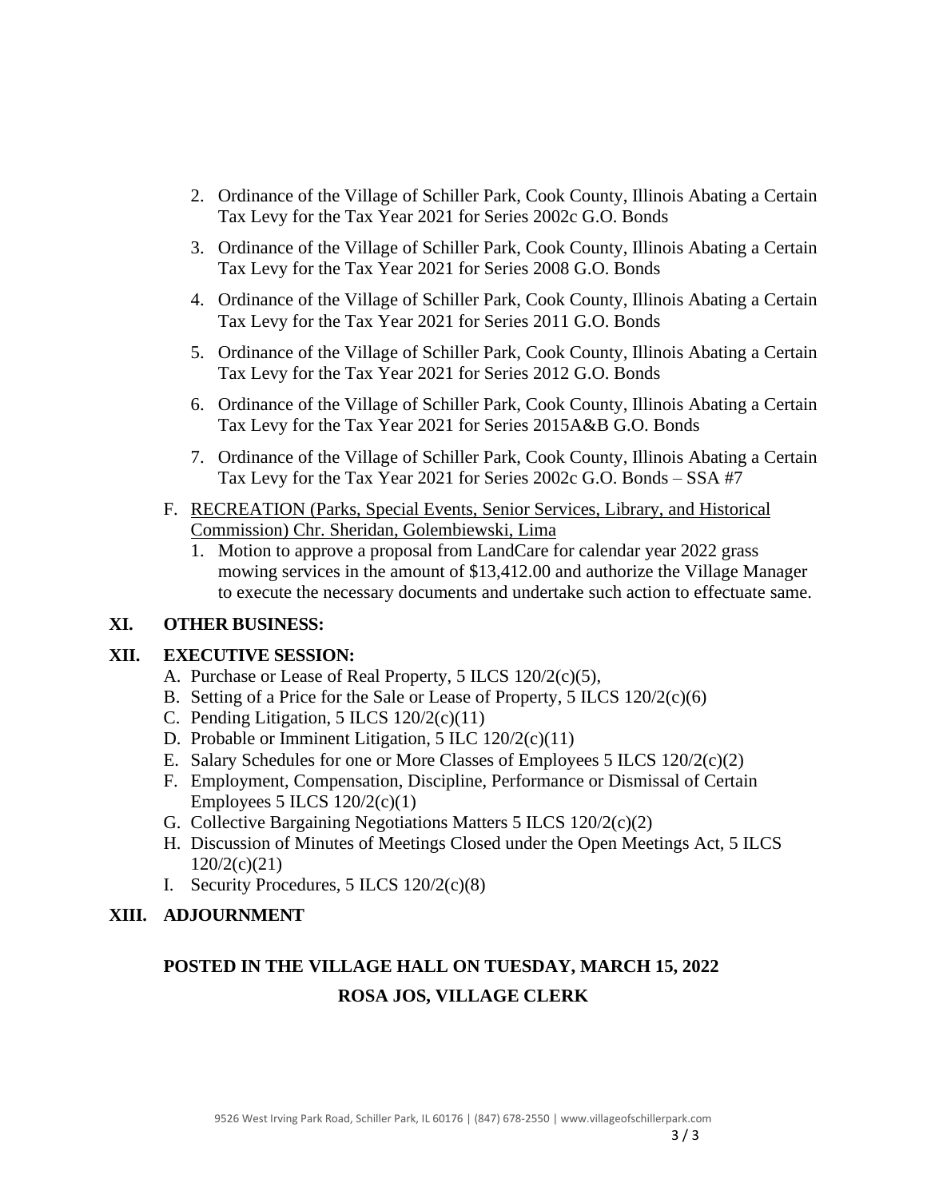2. Ordinance of the Village of Schiller Park, Cook County, Illinois Abating a Certain Tax Levy for the Tax Year 2021 for Series 2002c G.O. Bonds

3. Ordinance of the Village of Schiller Park, Cook County, Illinois Abating a Certain Tax Levy for the Tax Year 2021 for Series 2008 G.O. Bonds

4. Ordinance of the Village of Schiller Park, Cook County, Illinois Abating a Certain Tax Levy for the Tax Year 2021 for Series 2011 G.O. Bonds

5. Ordinance of the Village of Schiller Park, Cook County, Illinois Abating a Certain Tax Levy for the Tax Year 2021 for Series 2012 G.O. Bonds

6. Ordinance of the Village of Schiller Park, Cook County, Illinois Abating a Certain Tax Levy for the Tax Year 2021 for Series 2015A&B G.O. Bonds

7. Ordinance of the Village of Schiller Park, Cook County, Illinois Abating a Certain Tax Levy for the Tax Year 2021 for Series 2002c G.O. Bonds – SSA #7

F. RECREATION (Parks, Special Events, Senior Services, Library, and Historical Commission) Chr. Sheridan, Golembiewski, Lima
   1. Motion to approve a proposal from LandCare for calendar year 2022 grass mowing services in the amount of $13,412.00 and authorize the Village Manager to execute the necessary documents and undertake such action to effectuate same.

## XI. OTHER BUSINESS:

## XII. EXECUTIVE SESSION:

A. Purchase or Lease of Real Property, 5 ILCS 120/2(c)(5),
B. Setting of a Price for the Sale or Lease of Property, 5 ILCS 120/2(c)(6)
C. Pending Litigation, 5 ILCS 120/2(c)(11)
D. Probable or Imminent Litigation, 5 ILC 120/2(c)(11)
E. Salary Schedules for one or More Classes of Employees 5 ILCS 120/2(c)(2)
F. Employment, Compensation, Discipline, Performance or Dismissal of Certain Employees 5 ILCS 120/2(c)(1)
G. Collective Bargaining Negotiations Matters 5 ILCS 120/2(c)(2)
H. Discussion of Minutes of Meetings Closed under the Open Meetings Act, 5 ILCS 120/2(c)(21)
I. Security Procedures, 5 ILCS 120/2(c)(8)

## XIII. ADJOURNMENT

**POSTED IN THE VILLAGE HALL ON TUESDAY, MARCH 15, 2022**

**ROSA JOS, VILLAGE CLERK**

9526 West Irving Park Road, Schiller Park, IL 60176 | (847) 678-2550 | www.villageofschillerpark.com